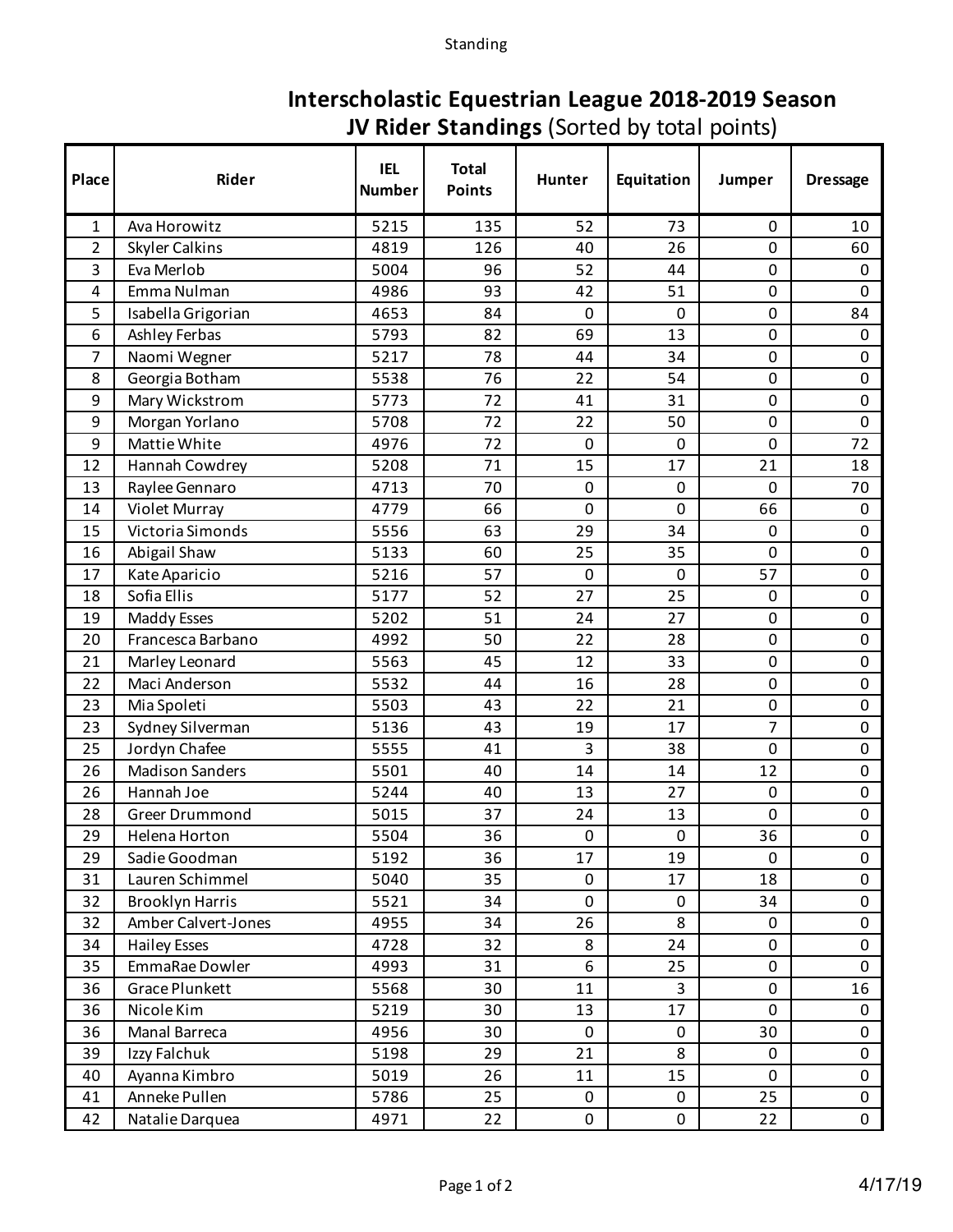# Interscholastic Equestrian League 2018-2019 Season

## JV Rider Standings (Sorted by total points)

| Place | Rider | IEL Number | Total Points | Hunter | Equitation | Jumper | Dressage |
|---|---|---|---|---|---|---|---|
| 1 | Ava Horowitz | 5215 | 135 | 52 | 73 | 0 | 10 |
| 2 | Skyler Calkins | 4819 | 126 | 40 | 26 | 0 | 60 |
| 3 | Eva Merlob | 5004 | 96 | 52 | 44 | 0 | 0 |
| 4 | Emma Nulman | 4986 | 93 | 42 | 51 | 0 | 0 |
| 5 | Isabella Grigorian | 4653 | 84 | 0 | 0 | 0 | 84 |
| 6 | Ashley Ferbas | 5793 | 82 | 69 | 13 | 0 | 0 |
| 7 | Naomi Wegner | 5217 | 78 | 44 | 34 | 0 | 0 |
| 8 | Georgia Botham | 5538 | 76 | 22 | 54 | 0 | 0 |
| 9 | Mary Wickstrom | 5773 | 72 | 41 | 31 | 0 | 0 |
| 9 | Morgan Yorlano | 5708 | 72 | 22 | 50 | 0 | 0 |
| 9 | Mattie White | 4976 | 72 | 0 | 0 | 0 | 72 |
| 12 | Hannah Cowdrey | 5208 | 71 | 15 | 17 | 21 | 18 |
| 13 | Raylee Gennaro | 4713 | 70 | 0 | 0 | 0 | 70 |
| 14 | Violet Murray | 4779 | 66 | 0 | 0 | 66 | 0 |
| 15 | Victoria Simonds | 5556 | 63 | 29 | 34 | 0 | 0 |
| 16 | Abigail Shaw | 5133 | 60 | 25 | 35 | 0 | 0 |
| 17 | Kate Aparicio | 5216 | 57 | 0 | 0 | 57 | 0 |
| 18 | Sofia Ellis | 5177 | 52 | 27 | 25 | 0 | 0 |
| 19 | Maddy Esses | 5202 | 51 | 24 | 27 | 0 | 0 |
| 20 | Francesca Barbano | 4992 | 50 | 22 | 28 | 0 | 0 |
| 21 | Marley Leonard | 5563 | 45 | 12 | 33 | 0 | 0 |
| 22 | Maci Anderson | 5532 | 44 | 16 | 28 | 0 | 0 |
| 23 | Mia Spoleti | 5503 | 43 | 22 | 21 | 0 | 0 |
| 23 | Sydney Silverman | 5136 | 43 | 19 | 17 | 7 | 0 |
| 25 | Jordyn Chafee | 5555 | 41 | 3 | 38 | 0 | 0 |
| 26 | Madison Sanders | 5501 | 40 | 14 | 14 | 12 | 0 |
| 26 | Hannah Joe | 5244 | 40 | 13 | 27 | 0 | 0 |
| 28 | Greer Drummond | 5015 | 37 | 24 | 13 | 0 | 0 |
| 29 | Helena Horton | 5504 | 36 | 0 | 0 | 36 | 0 |
| 29 | Sadie Goodman | 5192 | 36 | 17 | 19 | 0 | 0 |
| 31 | Lauren Schimmel | 5040 | 35 | 0 | 17 | 18 | 0 |
| 32 | Brooklyn Harris | 5521 | 34 | 0 | 0 | 34 | 0 |
| 32 | Amber Calvert-Jones | 4955 | 34 | 26 | 8 | 0 | 0 |
| 34 | Hailey Esses | 4728 | 32 | 8 | 24 | 0 | 0 |
| 35 | EmmaRae Dowler | 4993 | 31 | 6 | 25 | 0 | 0 |
| 36 | Grace Plunkett | 5568 | 30 | 11 | 3 | 0 | 16 |
| 36 | Nicole Kim | 5219 | 30 | 13 | 17 | 0 | 0 |
| 36 | Manal Barreca | 4956 | 30 | 0 | 0 | 30 | 0 |
| 39 | Izzy Falchuk | 5198 | 29 | 21 | 8 | 0 | 0 |
| 40 | Ayanna Kimbro | 5019 | 26 | 11 | 15 | 0 | 0 |
| 41 | Anneke Pullen | 5786 | 25 | 0 | 0 | 25 | 0 |
| 42 | Natalie Darquea | 4971 | 22 | 0 | 0 | 22 | 0 |

4/17/19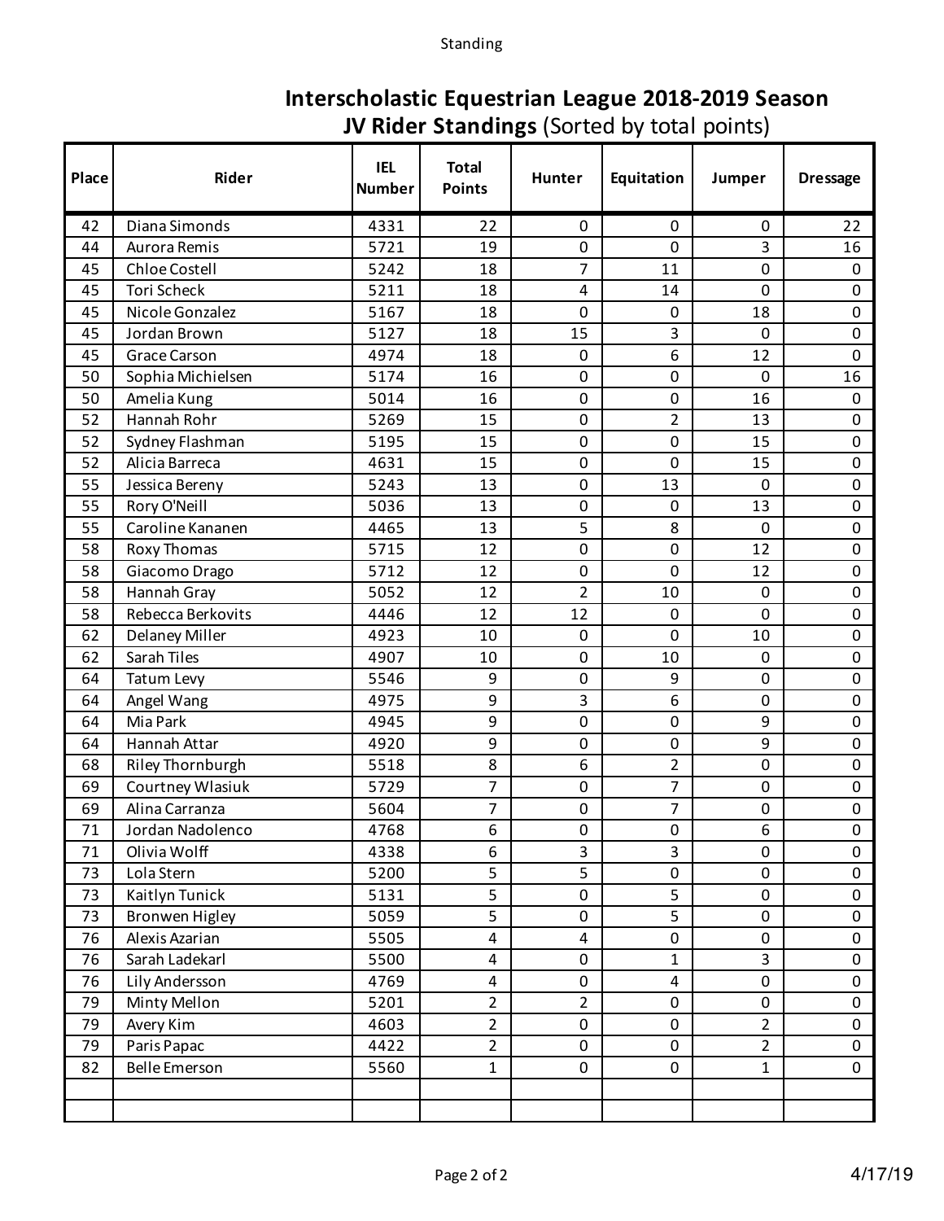# Interscholastic Equestrian League 2018-2019 Season

## **JV Rider Standings** (Sorted by total points)

| Place | Rider | IEL Number | Total Points | Hunter | Equitation | Jumper | Dressage |
|---|---|---|---|---|---|---|---|
| 42 | Diana Simonds | 4331 | 22 | 0 | 0 | 0 | 22 |
| 44 | Aurora Remis | 5721 | 19 | 0 | 0 | 3 | 16 |
| 45 | Chloe Costell | 5242 | 18 | 7 | 11 | 0 | 0 |
| 45 | Tori Scheck | 5211 | 18 | 4 | 14 | 0 | 0 |
| 45 | Nicole Gonzalez | 5167 | 18 | 0 | 0 | 18 | 0 |
| 45 | Jordan Brown | 5127 | 18 | 15 | 3 | 0 | 0 |
| 45 | Grace Carson | 4974 | 18 | 0 | 6 | 12 | 0 |
| 50 | Sophia Michielsen | 5174 | 16 | 0 | 0 | 0 | 16 |
| 50 | Amelia Kung | 5014 | 16 | 0 | 0 | 16 | 0 |
| 52 | Hannah Rohr | 5269 | 15 | 0 | 2 | 13 | 0 |
| 52 | Sydney Flashman | 5195 | 15 | 0 | 0 | 15 | 0 |
| 52 | Alicia Barreca | 4631 | 15 | 0 | 0 | 15 | 0 |
| 55 | Jessica Bereny | 5243 | 13 | 0 | 13 | 0 | 0 |
| 55 | Rory O'Neill | 5036 | 13 | 0 | 0 | 13 | 0 |
| 55 | Caroline Kananen | 4465 | 13 | 5 | 8 | 0 | 0 |
| 58 | Roxy Thomas | 5715 | 12 | 0 | 0 | 12 | 0 |
| 58 | Giacomo Drago | 5712 | 12 | 0 | 0 | 12 | 0 |
| 58 | Hannah Gray | 5052 | 12 | 2 | 10 | 0 | 0 |
| 58 | Rebecca Berkovits | 4446 | 12 | 12 | 0 | 0 | 0 |
| 62 | Delaney Miller | 4923 | 10 | 0 | 0 | 10 | 0 |
| 62 | Sarah Tiles | 4907 | 10 | 0 | 10 | 0 | 0 |
| 64 | Tatum Levy | 5546 | 9 | 0 | 9 | 0 | 0 |
| 64 | Angel Wang | 4975 | 9 | 3 | 6 | 0 | 0 |
| 64 | Mia Park | 4945 | 9 | 0 | 0 | 9 | 0 |
| 64 | Hannah Attar | 4920 | 9 | 0 | 0 | 9 | 0 |
| 68 | Riley Thornburgh | 5518 | 8 | 6 | 2 | 0 | 0 |
| 69 | Courtney Wlasiuk | 5729 | 7 | 0 | 7 | 0 | 0 |
| 69 | Alina Carranza | 5604 | 7 | 0 | 7 | 0 | 0 |
| 71 | Jordan Nadolenco | 4768 | 6 | 0 | 0 | 6 | 0 |
| 71 | Olivia Wolff | 4338 | 6 | 3 | 3 | 0 | 0 |
| 73 | Lola Stern | 5200 | 5 | 5 | 0 | 0 | 0 |
| 73 | Kaitlyn Tunick | 5131 | 5 | 0 | 5 | 0 | 0 |
| 73 | Bronwen Higley | 5059 | 5 | 0 | 5 | 0 | 0 |
| 76 | Alexis Azarian | 5505 | 4 | 4 | 0 | 0 | 0 |
| 76 | Sarah Ladekarl | 5500 | 4 | 0 | 1 | 3 | 0 |
| 76 | Lily Andersson | 4769 | 4 | 0 | 4 | 0 | 0 |
| 79 | Minty Mellon | 5201 | 2 | 2 | 0 | 0 | 0 |
| 79 | Avery Kim | 4603 | 2 | 0 | 0 | 2 | 0 |
| 79 | Paris Papac | 4422 | 2 | 0 | 0 | 2 | 0 |
| 82 | Belle Emerson | 5560 | 1 | 0 | 0 | 1 | 0 |
| | | | | | | | |
| | | | | | | | |

4/17/19